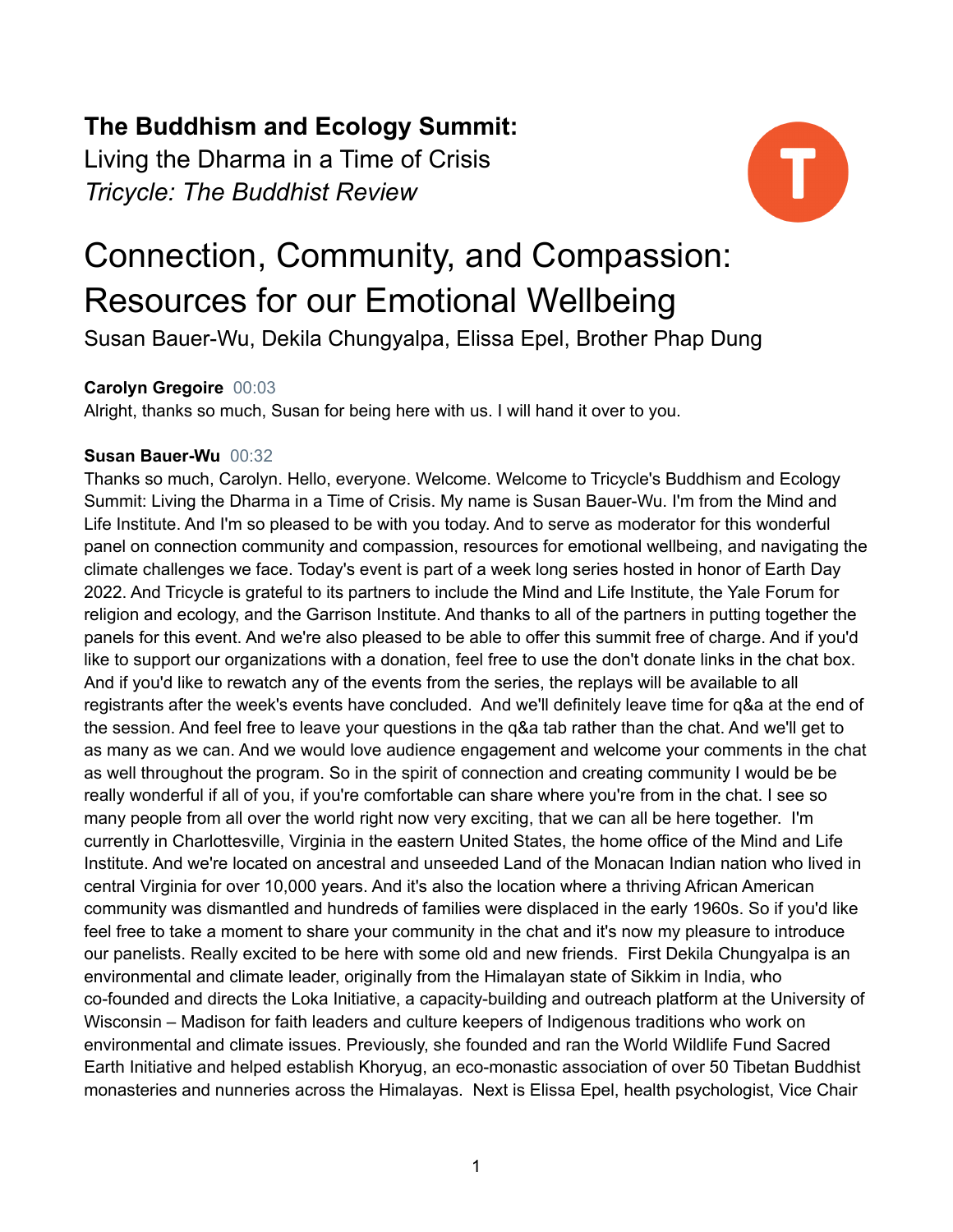**The Buddhism and Ecology Summit:**
Living the Dharma in a Time of Crisis
*Tricycle: The Buddhist Review*

# Connection, Community, and Compassion: Resources for our Emotional Wellbeing

Susan Bauer-Wu, Dekila Chungyalpa, Elissa Epel, Brother Phap Dung

**Carolyn Gregoire** 00:03
Alright, thanks so much, Susan for being here with us. I will hand it over to you.

**Susan Bauer-Wu** 00:32
Thanks so much, Carolyn. Hello, everyone. Welcome. Welcome to Tricycle's Buddhism and Ecology Summit: Living the Dharma in a Time of Crisis. My name is Susan Bauer-Wu. I'm from the Mind and Life Institute. And I'm so pleased to be with you today. And to serve as moderator for this wonderful panel on connection community and compassion, resources for emotional wellbeing, and navigating the climate challenges we face. Today's event is part of a week long series hosted in honor of Earth Day 2022. And Tricycle is grateful to its partners to include the Mind and Life Institute, the Yale Forum for religion and ecology, and the Garrison Institute. And thanks to all of the partners in putting together the panels for this event. And we're also pleased to be able to offer this summit free of charge. And if you'd like to support our organizations with a donation, feel free to use the don't donate links in the chat box. And if you'd like to rewatch any of the events from the series, the replays will be available to all registrants after the week's events have concluded. And we'll definitely leave time for q&a at the end of the session. And feel free to leave your questions in the q&a tab rather than the chat. And we'll get to as many as we can. And we would love audience engagement and welcome your comments in the chat as well throughout the program. So in the spirit of connection and creating community I would be be really wonderful if all of you, if you're comfortable can share where you're from in the chat. I see so many people from all over the world right now very exciting, that we can all be here together. I'm currently in Charlottesville, Virginia in the eastern United States, the home office of the Mind and Life Institute. And we're located on ancestral and unseeded Land of the Monacan Indian nation who lived in central Virginia for over 10,000 years. And it's also the location where a thriving African American community was dismantled and hundreds of families were displaced in the early 1960s. So if you'd like feel free to take a moment to share your community in the chat and it's now my pleasure to introduce our panelists. Really excited to be here with some old and new friends. First Dekila Chungyalpa is an environmental and climate leader, originally from the Himalayan state of Sikkim in India, who co-founded and directs the Loka Initiative, a capacity-building and outreach platform at the University of Wisconsin – Madison for faith leaders and culture keepers of Indigenous traditions who work on environmental and climate issues. Previously, she founded and ran the World Wildlife Fund Sacred Earth Initiative and helped establish Khoryug, an eco-monastic association of over 50 Tibetan Buddhist monasteries and nunneries across the Himalayas. Next is Elissa Epel, health psychologist, Vice Chair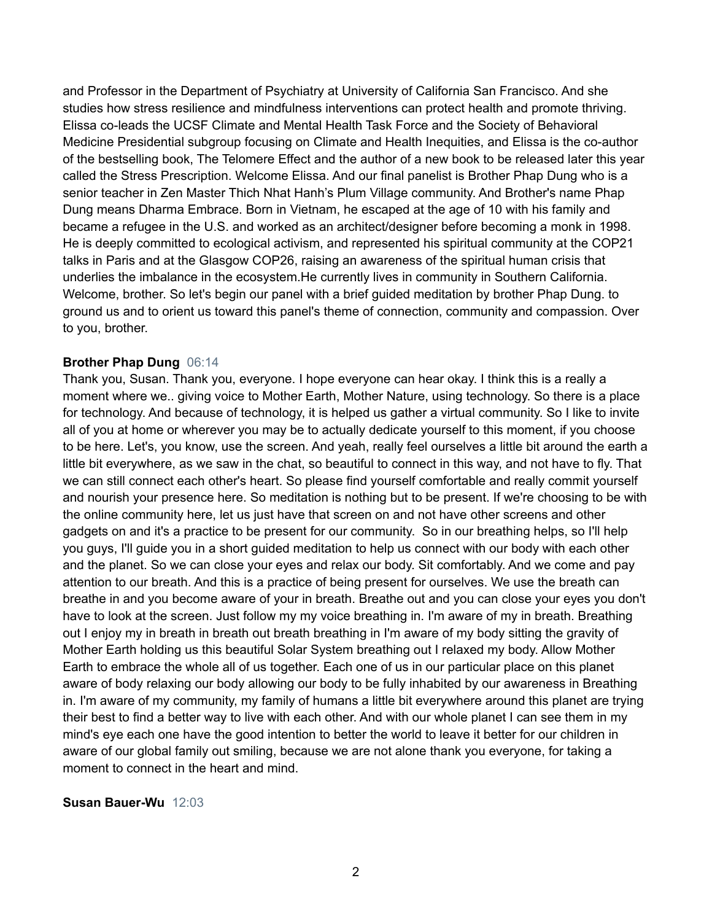and Professor in the Department of Psychiatry at University of California San Francisco. And she studies how stress resilience and mindfulness interventions can protect health and promote thriving. Elissa co-leads the UCSF Climate and Mental Health Task Force and the Society of Behavioral Medicine Presidential subgroup focusing on Climate and Health Inequities, and Elissa is the co-author of the bestselling book, The Telomere Effect and the author of a new book to be released later this year called the Stress Prescription. Welcome Elissa. And our final panelist is Brother Phap Dung who is a senior teacher in Zen Master Thich Nhat Hanh's Plum Village community. And Brother's name Phap Dung means Dharma Embrace. Born in Vietnam, he escaped at the age of 10 with his family and became a refugee in the U.S. and worked as an architect/designer before becoming a monk in 1998. He is deeply committed to ecological activism, and represented his spiritual community at the COP21 talks in Paris and at the Glasgow COP26, raising an awareness of the spiritual human crisis that underlies the imbalance in the ecosystem.He currently lives in community in Southern California. Welcome, brother. So let's begin our panel with a brief guided meditation by brother Phap Dung. to ground us and to orient us toward this panel's theme of connection, community and compassion. Over to you, brother.

**Brother Phap Dung** 06:14

Thank you, Susan. Thank you, everyone. I hope everyone can hear okay. I think this is a really a moment where we.. giving voice to Mother Earth, Mother Nature, using technology. So there is a place for technology. And because of technology, it is helped us gather a virtual community. So I like to invite all of you at home or wherever you may be to actually dedicate yourself to this moment, if you choose to be here. Let's, you know, use the screen. And yeah, really feel ourselves a little bit around the earth a little bit everywhere, as we saw in the chat, so beautiful to connect in this way, and not have to fly. That we can still connect each other's heart. So please find yourself comfortable and really commit yourself and nourish your presence here. So meditation is nothing but to be present. If we're choosing to be with the online community here, let us just have that screen on and not have other screens and other gadgets on and it's a practice to be present for our community.  So in our breathing helps, so I'll help you guys, I'll guide you in a short guided meditation to help us connect with our body with each other and the planet. So we can close your eyes and relax our body. Sit comfortably. And we come and pay attention to our breath. And this is a practice of being present for ourselves. We use the breath can breathe in and you become aware of your in breath. Breathe out and you can close your eyes you don't have to look at the screen. Just follow my my voice breathing in. I'm aware of my in breath. Breathing out I enjoy my in breath in breath out breath breathing in I'm aware of my body sitting the gravity of Mother Earth holding us this beautiful Solar System breathing out I relaxed my body. Allow Mother Earth to embrace the whole all of us together. Each one of us in our particular place on this planet aware of body relaxing our body allowing our body to be fully inhabited by our awareness in Breathing in. I'm aware of my community, my family of humans a little bit everywhere around this planet are trying their best to find a better way to live with each other. And with our whole planet I can see them in my mind's eye each one have the good intention to better the world to leave it better for our children in aware of our global family out smiling, because we are not alone thank you everyone, for taking a moment to connect in the heart and mind.

**Susan Bauer-Wu** 12:03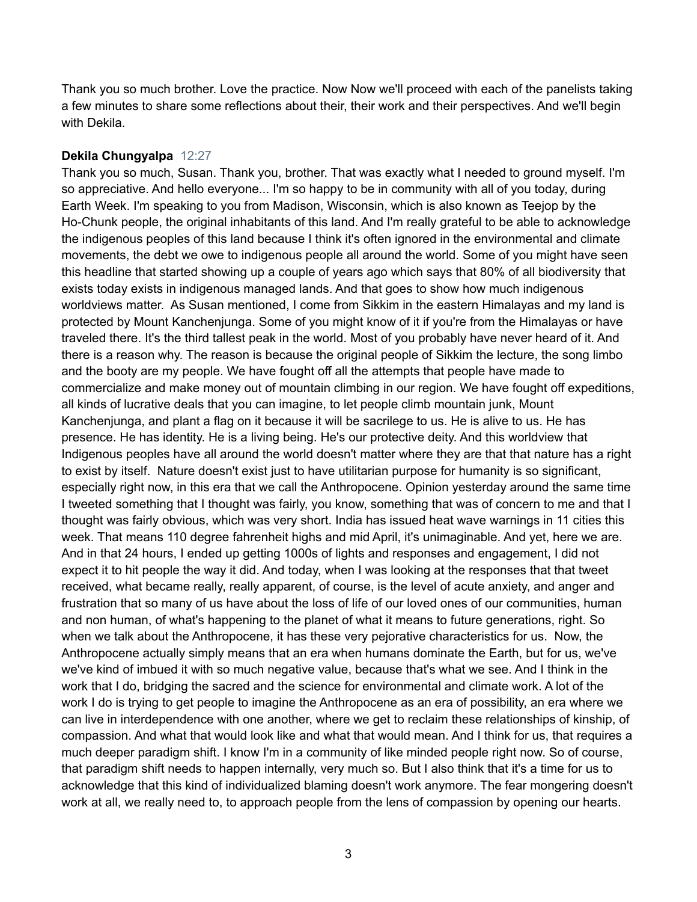Thank you so much brother. Love the practice. Now Now we'll proceed with each of the panelists taking a few minutes to share some reflections about their, their work and their perspectives. And we'll begin with Dekila.

**Dekila Chungyalpa** 12:27
Thank you so much, Susan. Thank you, brother. That was exactly what I needed to ground myself. I'm so appreciative. And hello everyone... I'm so happy to be in community with all of you today, during Earth Week. I'm speaking to you from Madison, Wisconsin, which is also known as Teejop by the Ho-Chunk people, the original inhabitants of this land. And I'm really grateful to be able to acknowledge the indigenous peoples of this land because I think it's often ignored in the environmental and climate movements, the debt we owe to indigenous people all around the world. Some of you might have seen this headline that started showing up a couple of years ago which says that 80% of all biodiversity that exists today exists in indigenous managed lands. And that goes to show how much indigenous worldviews matter. As Susan mentioned, I come from Sikkim in the eastern Himalayas and my land is protected by Mount Kanchenjunga. Some of you might know of it if you're from the Himalayas or have traveled there. It's the third tallest peak in the world. Most of you probably have never heard of it. And there is a reason why. The reason is because the original people of Sikkim the lecture, the song limbo and the booty are my people. We have fought off all the attempts that people have made to commercialize and make money out of mountain climbing in our region. We have fought off expeditions, all kinds of lucrative deals that you can imagine, to let people climb mountain junk, Mount Kanchenjunga, and plant a flag on it because it will be sacrilege to us. He is alive to us. He has presence. He has identity. He is a living being. He's our protective deity. And this worldview that Indigenous peoples have all around the world doesn't matter where they are that that nature has a right to exist by itself. Nature doesn't exist just to have utilitarian purpose for humanity is so significant, especially right now, in this era that we call the Anthropocene. Opinion yesterday around the same time I tweeted something that I thought was fairly, you know, something that was of concern to me and that I thought was fairly obvious, which was very short. India has issued heat wave warnings in 11 cities this week. That means 110 degree fahrenheit highs and mid April, it's unimaginable. And yet, here we are. And in that 24 hours, I ended up getting 1000s of lights and responses and engagement, I did not expect it to hit people the way it did. And today, when I was looking at the responses that that tweet received, what became really, really apparent, of course, is the level of acute anxiety, and anger and frustration that so many of us have about the loss of life of our loved ones of our communities, human and non human, of what's happening to the planet of what it means to future generations, right. So when we talk about the Anthropocene, it has these very pejorative characteristics for us. Now, the Anthropocene actually simply means that an era when humans dominate the Earth, but for us, we've we've kind of imbued it with so much negative value, because that's what we see. And I think in the work that I do, bridging the sacred and the science for environmental and climate work. A lot of the work I do is trying to get people to imagine the Anthropocene as an era of possibility, an era where we can live in interdependence with one another, where we get to reclaim these relationships of kinship, of compassion. And what that would look like and what that would mean. And I think for us, that requires a much deeper paradigm shift. I know I'm in a community of like minded people right now. So of course, that paradigm shift needs to happen internally, very much so. But I also think that it's a time for us to acknowledge that this kind of individualized blaming doesn't work anymore. The fear mongering doesn't work at all, we really need to, to approach people from the lens of compassion by opening our hearts.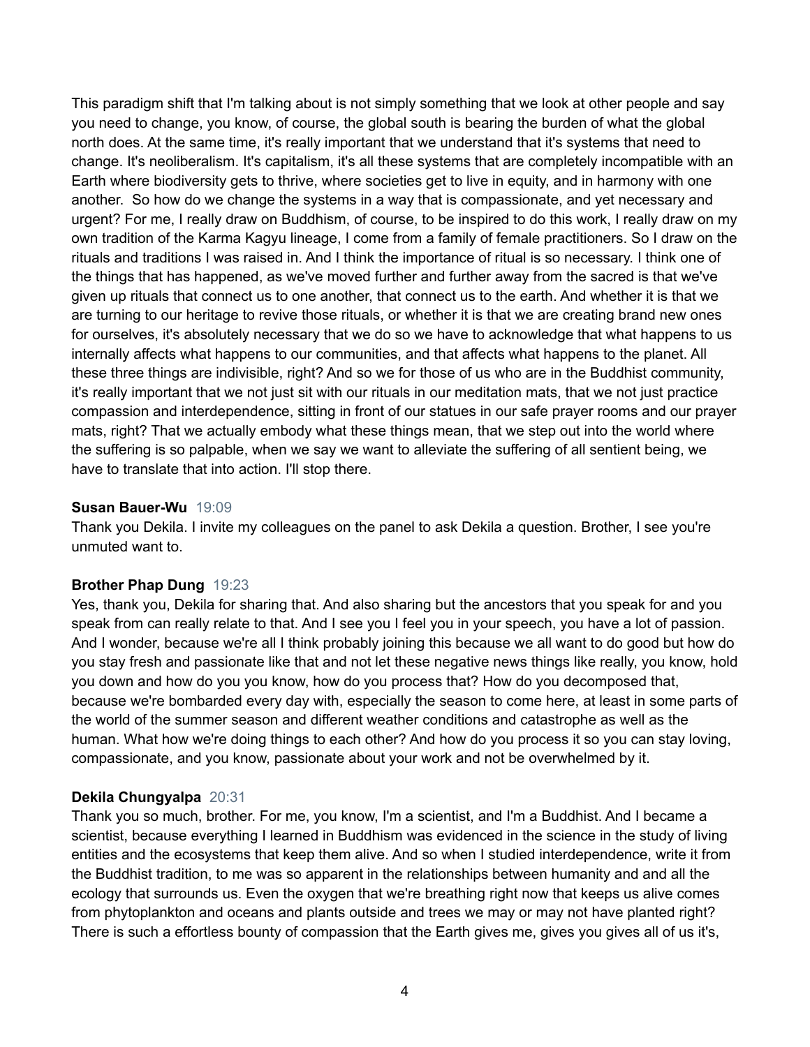This paradigm shift that I'm talking about is not simply something that we look at other people and say you need to change, you know, of course, the global south is bearing the burden of what the global north does. At the same time, it's really important that we understand that it's systems that need to change. It's neoliberalism. It's capitalism, it's all these systems that are completely incompatible with an Earth where biodiversity gets to thrive, where societies get to live in equity, and in harmony with one another.  So how do we change the systems in a way that is compassionate, and yet necessary and urgent? For me, I really draw on Buddhism, of course, to be inspired to do this work, I really draw on my own tradition of the Karma Kagyu lineage, I come from a family of female practitioners. So I draw on the rituals and traditions I was raised in. And I think the importance of ritual is so necessary. I think one of the things that has happened, as we've moved further and further away from the sacred is that we've given up rituals that connect us to one another, that connect us to the earth. And whether it is that we are turning to our heritage to revive those rituals, or whether it is that we are creating brand new ones for ourselves, it's absolutely necessary that we do so we have to acknowledge that what happens to us internally affects what happens to our communities, and that affects what happens to the planet. All these three things are indivisible, right? And so we for those of us who are in the Buddhist community, it's really important that we not just sit with our rituals in our meditation mats, that we not just practice compassion and interdependence, sitting in front of our statues in our safe prayer rooms and our prayer mats, right? That we actually embody what these things mean, that we step out into the world where the suffering is so palpable, when we say we want to alleviate the suffering of all sentient being, we have to translate that into action. I'll stop there.

**Susan Bauer-Wu** 19:09
Thank you Dekila. I invite my colleagues on the panel to ask Dekila a question. Brother, I see you're unmuted want to.

**Brother Phap Dung** 19:23
Yes, thank you, Dekila for sharing that. And also sharing but the ancestors that you speak for and you speak from can really relate to that. And I see you I feel you in your speech, you have a lot of passion. And I wonder, because we're all I think probably joining this because we all want to do good but how do you stay fresh and passionate like that and not let these negative news things like really, you know, hold you down and how do you you know, how do you process that? How do you decomposed that, because we're bombarded every day with, especially the season to come here, at least in some parts of the world of the summer season and different weather conditions and catastrophe as well as the human. What how we're doing things to each other? And how do you process it so you can stay loving, compassionate, and you know, passionate about your work and not be overwhelmed by it.

**Dekila Chungyalpa** 20:31
Thank you so much, brother. For me, you know, I'm a scientist, and I'm a Buddhist. And I became a scientist, because everything I learned in Buddhism was evidenced in the science in the study of living entities and the ecosystems that keep them alive. And so when I studied interdependence, write it from the Buddhist tradition, to me was so apparent in the relationships between humanity and and all the ecology that surrounds us. Even the oxygen that we're breathing right now that keeps us alive comes from phytoplankton and oceans and plants outside and trees we may or may not have planted right? There is such a effortless bounty of compassion that the Earth gives me, gives you gives all of us it's,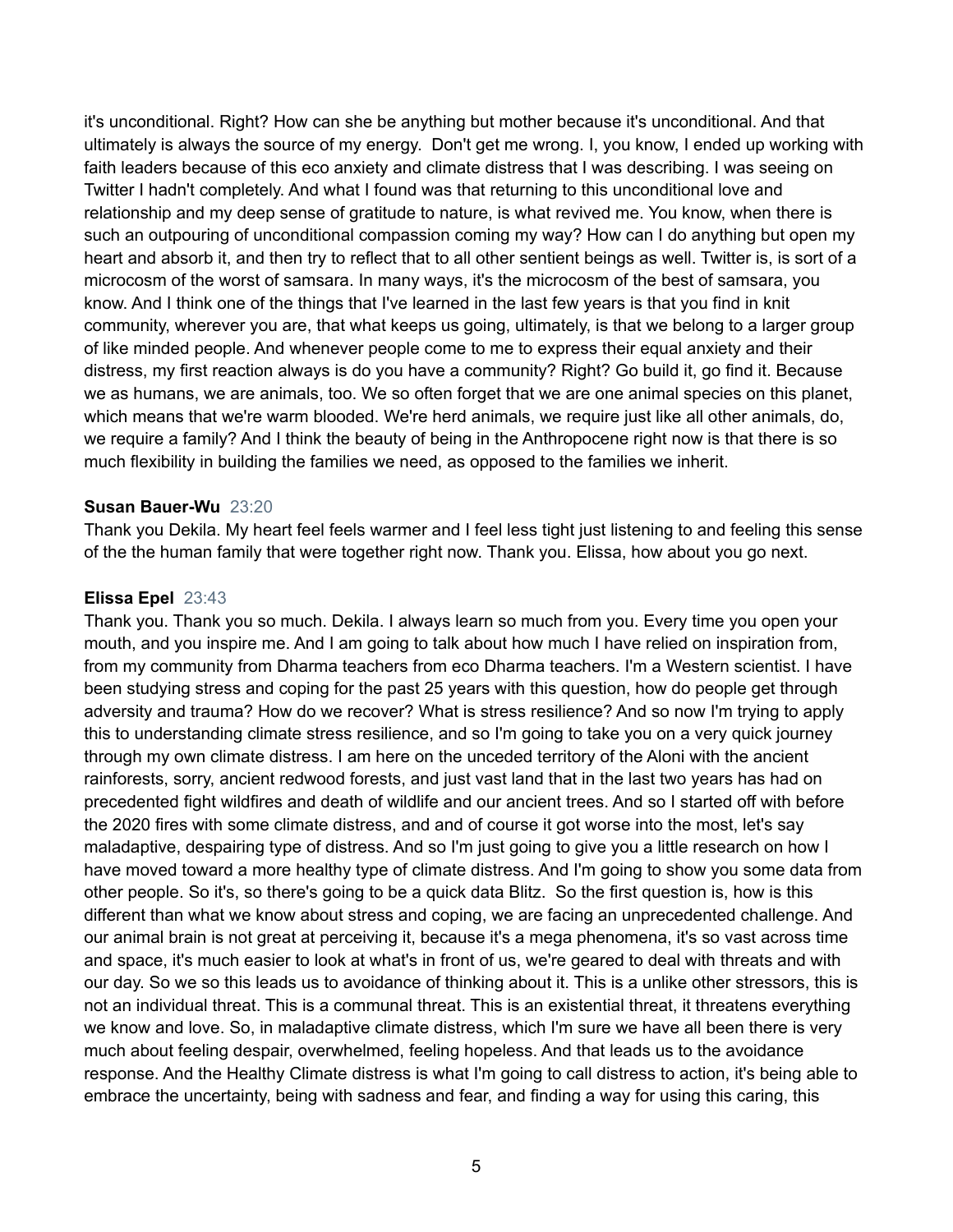it's unconditional. Right? How can she be anything but mother because it's unconditional. And that ultimately is always the source of my energy.  Don't get me wrong. I, you know, I ended up working with faith leaders because of this eco anxiety and climate distress that I was describing. I was seeing on Twitter I hadn't completely. And what I found was that returning to this unconditional love and relationship and my deep sense of gratitude to nature, is what revived me. You know, when there is such an outpouring of unconditional compassion coming my way? How can I do anything but open my heart and absorb it, and then try to reflect that to all other sentient beings as well. Twitter is, is sort of a microcosm of the worst of samsara. In many ways, it's the microcosm of the best of samsara, you know. And I think one of the things that I've learned in the last few years is that you find in knit community, wherever you are, that what keeps us going, ultimately, is that we belong to a larger group of like minded people. And whenever people come to me to express their equal anxiety and their distress, my first reaction always is do you have a community? Right? Go build it, go find it. Because we as humans, we are animals, too. We so often forget that we are one animal species on this planet, which means that we're warm blooded. We're herd animals, we require just like all other animals, do, we require a family? And I think the beauty of being in the Anthropocene right now is that there is so much flexibility in building the families we need, as opposed to the families we inherit.

**Susan Bauer-Wu** 23:20

Thank you Dekila. My heart feel feels warmer and I feel less tight just listening to and feeling this sense of the the human family that were together right now. Thank you. Elissa, how about you go next.

**Elissa Epel** 23:43

Thank you. Thank you so much. Dekila. I always learn so much from you. Every time you open your mouth, and you inspire me. And I am going to talk about how much I have relied on inspiration from, from my community from Dharma teachers from eco Dharma teachers. I'm a Western scientist. I have been studying stress and coping for the past 25 years with this question, how do people get through adversity and trauma? How do we recover? What is stress resilience? And so now I'm trying to apply this to understanding climate stress resilience, and so I'm going to take you on a very quick journey through my own climate distress. I am here on the unceded territory of the Aloni with the ancient rainforests, sorry, ancient redwood forests, and just vast land that in the last two years has had on precedented fight wildfires and death of wildlife and our ancient trees. And so I started off with before the 2020 fires with some climate distress, and and of course it got worse into the most, let's say maladaptive, despairing type of distress. And so I'm just going to give you a little research on how I have moved toward a more healthy type of climate distress. And I'm going to show you some data from other people. So it's, so there's going to be a quick data Blitz.  So the first question is, how is this different than what we know about stress and coping, we are facing an unprecedented challenge. And our animal brain is not great at perceiving it, because it's a mega phenomena, it's so vast across time and space, it's much easier to look at what's in front of us, we're geared to deal with threats and with our day. So we so this leads us to avoidance of thinking about it. This is a unlike other stressors, this is not an individual threat. This is a communal threat. This is an existential threat, it threatens everything we know and love. So, in maladaptive climate distress, which I'm sure we have all been there is very much about feeling despair, overwhelmed, feeling hopeless. And that leads us to the avoidance response. And the Healthy Climate distress is what I'm going to call distress to action, it's being able to embrace the uncertainty, being with sadness and fear, and finding a way for using this caring, this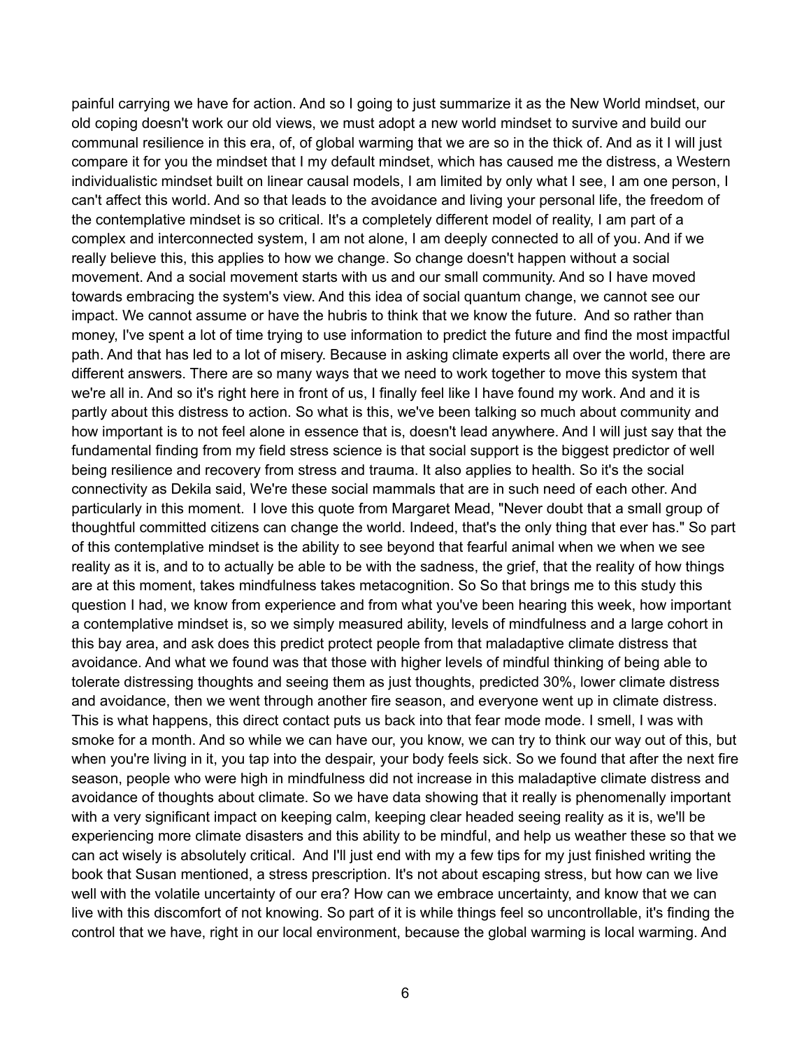painful carrying we have for action. And so I going to just summarize it as the New World mindset, our old coping doesn't work our old views, we must adopt a new world mindset to survive and build our communal resilience in this era, of, of global warming that we are so in the thick of. And as it I will just compare it for you the mindset that I my default mindset, which has caused me the distress, a Western individualistic mindset built on linear causal models, I am limited by only what I see, I am one person, I can't affect this world. And so that leads to the avoidance and living your personal life, the freedom of the contemplative mindset is so critical. It's a completely different model of reality, I am part of a complex and interconnected system, I am not alone, I am deeply connected to all of you. And if we really believe this, this applies to how we change. So change doesn't happen without a social movement. And a social movement starts with us and our small community. And so I have moved towards embracing the system's view. And this idea of social quantum change, we cannot see our impact. We cannot assume or have the hubris to think that we know the future. And so rather than money, I've spent a lot of time trying to use information to predict the future and find the most impactful path. And that has led to a lot of misery. Because in asking climate experts all over the world, there are different answers. There are so many ways that we need to work together to move this system that we're all in. And so it's right here in front of us, I finally feel like I have found my work. And and it is partly about this distress to action. So what is this, we've been talking so much about community and how important is to not feel alone in essence that is, doesn't lead anywhere. And I will just say that the fundamental finding from my field stress science is that social support is the biggest predictor of well being resilience and recovery from stress and trauma. It also applies to health. So it's the social connectivity as Dekila said, We're these social mammals that are in such need of each other. And particularly in this moment. I love this quote from Margaret Mead, "Never doubt that a small group of thoughtful committed citizens can change the world. Indeed, that's the only thing that ever has." So part of this contemplative mindset is the ability to see beyond that fearful animal when we when we see reality as it is, and to to actually be able to be with the sadness, the grief, that the reality of how things are at this moment, takes mindfulness takes metacognition. So So that brings me to this study this question I had, we know from experience and from what you've been hearing this week, how important a contemplative mindset is, so we simply measured ability, levels of mindfulness and a large cohort in this bay area, and ask does this predict protect people from that maladaptive climate distress that avoidance. And what we found was that those with higher levels of mindful thinking of being able to tolerate distressing thoughts and seeing them as just thoughts, predicted 30%, lower climate distress and avoidance, then we went through another fire season, and everyone went up in climate distress. This is what happens, this direct contact puts us back into that fear mode mode. I smell, I was with smoke for a month. And so while we can have our, you know, we can try to think our way out of this, but when you're living in it, you tap into the despair, your body feels sick. So we found that after the next fire season, people who were high in mindfulness did not increase in this maladaptive climate distress and avoidance of thoughts about climate. So we have data showing that it really is phenomenally important with a very significant impact on keeping calm, keeping clear headed seeing reality as it is, we'll be experiencing more climate disasters and this ability to be mindful, and help us weather these so that we can act wisely is absolutely critical. And I'll just end with my a few tips for my just finished writing the book that Susan mentioned, a stress prescription. It's not about escaping stress, but how can we live well with the volatile uncertainty of our era? How can we embrace uncertainty, and know that we can live with this discomfort of not knowing. So part of it is while things feel so uncontrollable, it's finding the control that we have, right in our local environment, because the global warming is local warming. And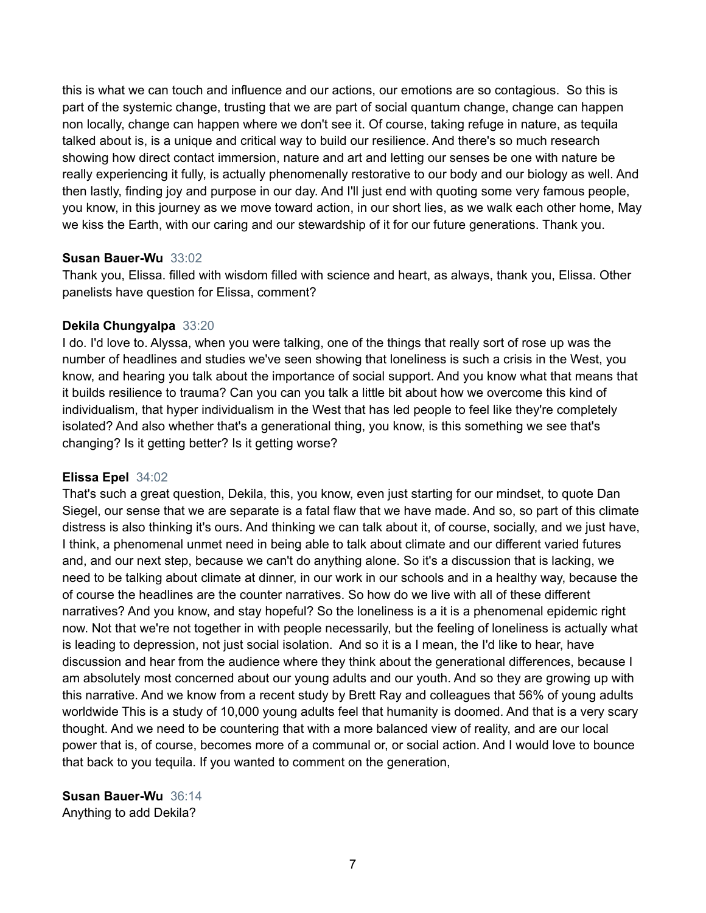this is what we can touch and influence and our actions, our emotions are so contagious.  So this is part of the systemic change, trusting that we are part of social quantum change, change can happen non locally, change can happen where we don't see it. Of course, taking refuge in nature, as tequila talked about is, is a unique and critical way to build our resilience. And there's so much research showing how direct contact immersion, nature and art and letting our senses be one with nature be really experiencing it fully, is actually phenomenally restorative to our body and our biology as well. And then lastly, finding joy and purpose in our day. And I'll just end with quoting some very famous people, you know, in this journey as we move toward action, in our short lies, as we walk each other home, May we kiss the Earth, with our caring and our stewardship of it for our future generations. Thank you.

**Susan Bauer-Wu** 33:02
Thank you, Elissa. filled with wisdom filled with science and heart, as always, thank you, Elissa. Other panelists have question for Elissa, comment?

**Dekila Chungyalpa** 33:20
I do. I'd love to. Alyssa, when you were talking, one of the things that really sort of rose up was the number of headlines and studies we've seen showing that loneliness is such a crisis in the West, you know, and hearing you talk about the importance of social support. And you know what that means that it builds resilience to trauma? Can you can you talk a little bit about how we overcome this kind of individualism, that hyper individualism in the West that has led people to feel like they're completely isolated? And also whether that's a generational thing, you know, is this something we see that's changing? Is it getting better? Is it getting worse?

**Elissa Epel** 34:02
That's such a great question, Dekila, this, you know, even just starting for our mindset, to quote Dan Siegel, our sense that we are separate is a fatal flaw that we have made. And so, so part of this climate distress is also thinking it's ours. And thinking we can talk about it, of course, socially, and we just have, I think, a phenomenal unmet need in being able to talk about climate and our different varied futures and, and our next step, because we can't do anything alone. So it's a discussion that is lacking, we need to be talking about climate at dinner, in our work in our schools and in a healthy way, because the of course the headlines are the counter narratives. So how do we live with all of these different narratives? And you know, and stay hopeful? So the loneliness is a it is a phenomenal epidemic right now. Not that we're not together in with people necessarily, but the feeling of loneliness is actually what is leading to depression, not just social isolation.  And so it is a I mean, the I'd like to hear, have discussion and hear from the audience where they think about the generational differences, because I am absolutely most concerned about our young adults and our youth. And so they are growing up with this narrative. And we know from a recent study by Brett Ray and colleagues that 56% of young adults worldwide This is a study of 10,000 young adults feel that humanity is doomed. And that is a very scary thought. And we need to be countering that with a more balanced view of reality, and are our local power that is, of course, becomes more of a communal or, or social action. And I would love to bounce that back to you tequila. If you wanted to comment on the generation,

**Susan Bauer-Wu** 36:14
Anything to add Dekila?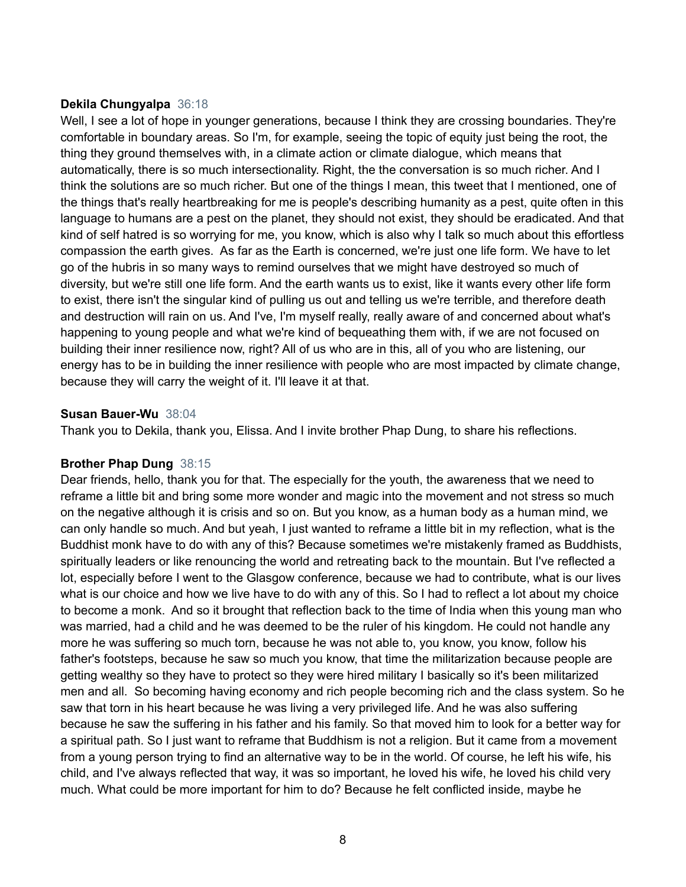**Dekila Chungyalpa** 36:18
Well, I see a lot of hope in younger generations, because I think they are crossing boundaries. They're comfortable in boundary areas. So I'm, for example, seeing the topic of equity just being the root, the thing they ground themselves with, in a climate action or climate dialogue, which means that automatically, there is so much intersectionality. Right, the the conversation is so much richer. And I think the solutions are so much richer. But one of the things I mean, this tweet that I mentioned, one of the things that's really heartbreaking for me is people's describing humanity as a pest, quite often in this language to humans are a pest on the planet, they should not exist, they should be eradicated. And that kind of self hatred is so worrying for me, you know, which is also why I talk so much about this effortless compassion the earth gives. As far as the Earth is concerned, we're just one life form. We have to let go of the hubris in so many ways to remind ourselves that we might have destroyed so much of diversity, but we're still one life form. And the earth wants us to exist, like it wants every other life form to exist, there isn't the singular kind of pulling us out and telling us we're terrible, and therefore death and destruction will rain on us. And I've, I'm myself really, really aware of and concerned about what's happening to young people and what we're kind of bequeathing them with, if we are not focused on building their inner resilience now, right? All of us who are in this, all of you who are listening, our energy has to be in building the inner resilience with people who are most impacted by climate change, because they will carry the weight of it. I'll leave it at that.

**Susan Bauer-Wu** 38:04
Thank you to Dekila, thank you, Elissa. And I invite brother Phap Dung, to share his reflections.

**Brother Phap Dung** 38:15
Dear friends, hello, thank you for that. The especially for the youth, the awareness that we need to reframe a little bit and bring some more wonder and magic into the movement and not stress so much on the negative although it is crisis and so on. But you know, as a human body as a human mind, we can only handle so much. And but yeah, I just wanted to reframe a little bit in my reflection, what is the Buddhist monk have to do with any of this? Because sometimes we're mistakenly framed as Buddhists, spiritually leaders or like renouncing the world and retreating back to the mountain. But I've reflected a lot, especially before I went to the Glasgow conference, because we had to contribute, what is our lives what is our choice and how we live have to do with any of this. So I had to reflect a lot about my choice to become a monk. And so it brought that reflection back to the time of India when this young man who was married, had a child and he was deemed to be the ruler of his kingdom. He could not handle any more he was suffering so much torn, because he was not able to, you know, you know, follow his father's footsteps, because he saw so much you know, that time the militarization because people are getting wealthy so they have to protect so they were hired military I basically so it's been militarized men and all. So becoming having economy and rich people becoming rich and the class system. So he saw that torn in his heart because he was living a very privileged life. And he was also suffering because he saw the suffering in his father and his family. So that moved him to look for a better way for a spiritual path. So I just want to reframe that Buddhism is not a religion. But it came from a movement from a young person trying to find an alternative way to be in the world. Of course, he left his wife, his child, and I've always reflected that way, it was so important, he loved his wife, he loved his child very much. What could be more important for him to do? Because he felt conflicted inside, maybe he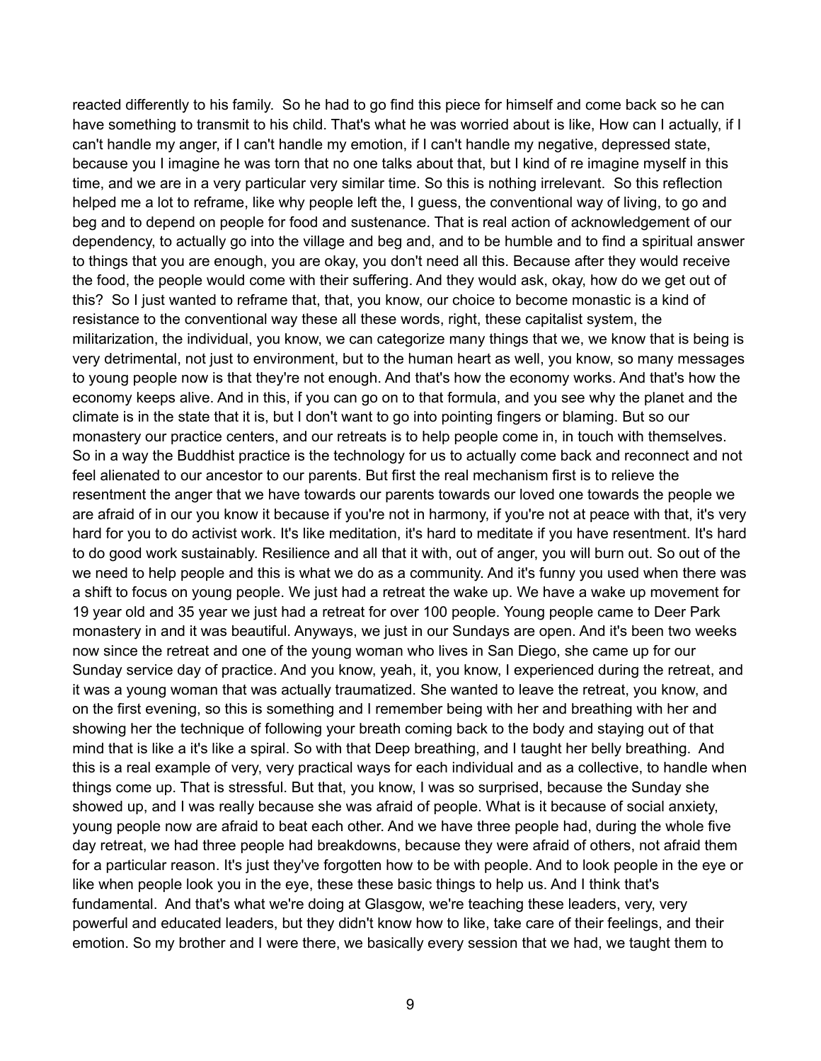reacted differently to his family. So he had to go find this piece for himself and come back so he can have something to transmit to his child. That's what he was worried about is like, How can I actually, if I can't handle my anger, if I can't handle my emotion, if I can't handle my negative, depressed state, because you I imagine he was torn that no one talks about that, but I kind of re imagine myself in this time, and we are in a very particular very similar time. So this is nothing irrelevant. So this reflection helped me a lot to reframe, like why people left the, I guess, the conventional way of living, to go and beg and to depend on people for food and sustenance. That is real action of acknowledgement of our dependency, to actually go into the village and beg and, and to be humble and to find a spiritual answer to things that you are enough, you are okay, you don't need all this. Because after they would receive the food, the people would come with their suffering. And they would ask, okay, how do we get out of this? So I just wanted to reframe that, that, you know, our choice to become monastic is a kind of resistance to the conventional way these all these words, right, these capitalist system, the militarization, the individual, you know, we can categorize many things that we, we know that is being is very detrimental, not just to environment, but to the human heart as well, you know, so many messages to young people now is that they're not enough. And that's how the economy works. And that's how the economy keeps alive. And in this, if you can go on to that formula, and you see why the planet and the climate is in the state that it is, but I don't want to go into pointing fingers or blaming. But so our monastery our practice centers, and our retreats is to help people come in, in touch with themselves. So in a way the Buddhist practice is the technology for us to actually come back and reconnect and not feel alienated to our ancestor to our parents. But first the real mechanism first is to relieve the resentment the anger that we have towards our parents towards our loved one towards the people we are afraid of in our you know it because if you're not in harmony, if you're not at peace with that, it's very hard for you to do activist work. It's like meditation, it's hard to meditate if you have resentment. It's hard to do good work sustainably. Resilience and all that it with, out of anger, you will burn out. So out of the we need to help people and this is what we do as a community. And it's funny you used when there was a shift to focus on young people. We just had a retreat the wake up. We have a wake up movement for 19 year old and 35 year we just had a retreat for over 100 people. Young people came to Deer Park monastery in and it was beautiful. Anyways, we just in our Sundays are open. And it's been two weeks now since the retreat and one of the young woman who lives in San Diego, she came up for our Sunday service day of practice. And you know, yeah, it, you know, I experienced during the retreat, and it was a young woman that was actually traumatized. She wanted to leave the retreat, you know, and on the first evening, so this is something and I remember being with her and breathing with her and showing her the technique of following your breath coming back to the body and staying out of that mind that is like a it's like a spiral. So with that Deep breathing, and I taught her belly breathing. And this is a real example of very, very practical ways for each individual and as a collective, to handle when things come up. That is stressful. But that, you know, I was so surprised, because the Sunday she showed up, and I was really because she was afraid of people. What is it because of social anxiety, young people now are afraid to beat each other. And we have three people had, during the whole five day retreat, we had three people had breakdowns, because they were afraid of others, not afraid them for a particular reason. It's just they've forgotten how to be with people. And to look people in the eye or like when people look you in the eye, these these basic things to help us. And I think that's fundamental. And that's what we're doing at Glasgow, we're teaching these leaders, very, very powerful and educated leaders, but they didn't know how to like, take care of their feelings, and their emotion. So my brother and I were there, we basically every session that we had, we taught them to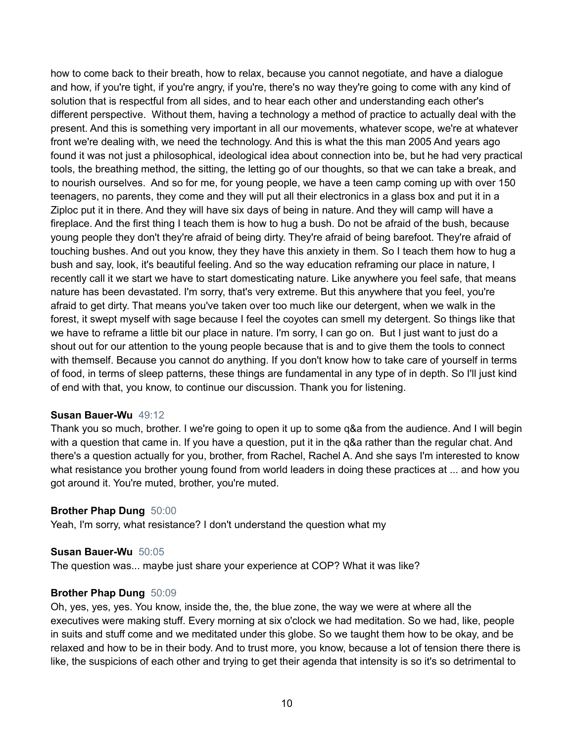how to come back to their breath, how to relax, because you cannot negotiate, and have a dialogue and how, if you're tight, if you're angry, if you're, there's no way they're going to come with any kind of solution that is respectful from all sides, and to hear each other and understanding each other's different perspective.  Without them, having a technology a method of practice to actually deal with the present. And this is something very important in all our movements, whatever scope, we're at whatever front we're dealing with, we need the technology. And this is what the this man 2005 And years ago found it was not just a philosophical, ideological idea about connection into be, but he had very practical tools, the breathing method, the sitting, the letting go of our thoughts, so that we can take a break, and to nourish ourselves.  And so for me, for young people, we have a teen camp coming up with over 150 teenagers, no parents, they come and they will put all their electronics in a glass box and put it in a Ziploc put it in there. And they will have six days of being in nature. And they will camp will have a fireplace. And the first thing I teach them is how to hug a bush. Do not be afraid of the bush, because young people they don't they're afraid of being dirty. They're afraid of being barefoot. They're afraid of touching bushes. And out you know, they they have this anxiety in them. So I teach them how to hug a bush and say, look, it's beautiful feeling. And so the way education reframing our place in nature, I recently call it we start we have to start domesticating nature. Like anywhere you feel safe, that means nature has been devastated. I'm sorry, that's very extreme. But this anywhere that you feel, you're afraid to get dirty. That means you've taken over too much like our detergent, when we walk in the forest, it swept myself with sage because I feel the coyotes can smell my detergent. So things like that we have to reframe a little bit our place in nature. I'm sorry, I can go on.  But I just want to just do a shout out for our attention to the young people because that is and to give them the tools to connect with themself. Because you cannot do anything. If you don't know how to take care of yourself in terms of food, in terms of sleep patterns, these things are fundamental in any type of in depth. So I'll just kind of end with that, you know, to continue our discussion. Thank you for listening.

**Susan Bauer-Wu** 49:12
Thank you so much, brother. I we're going to open it up to some q&a from the audience. And I will begin with a question that came in. If you have a question, put it in the q&a rather than the regular chat. And there's a question actually for you, brother, from Rachel, Rachel A. And she says I'm interested to know what resistance you brother young found from world leaders in doing these practices at ... and how you got around it. You're muted, brother, you're muted.

**Brother Phap Dung** 50:00
Yeah, I'm sorry, what resistance? I don't understand the question what my

**Susan Bauer-Wu** 50:05
The question was... maybe just share your experience at COP? What it was like?

**Brother Phap Dung** 50:09
Oh, yes, yes, yes. You know, inside the, the, the blue zone, the way we were at where all the executives were making stuff. Every morning at six o'clock we had meditation. So we had, like, people in suits and stuff come and we meditated under this globe. So we taught them how to be okay, and be relaxed and how to be in their body. And to trust more, you know, because a lot of tension there there is like, the suspicions of each other and trying to get their agenda that intensity is so it's so detrimental to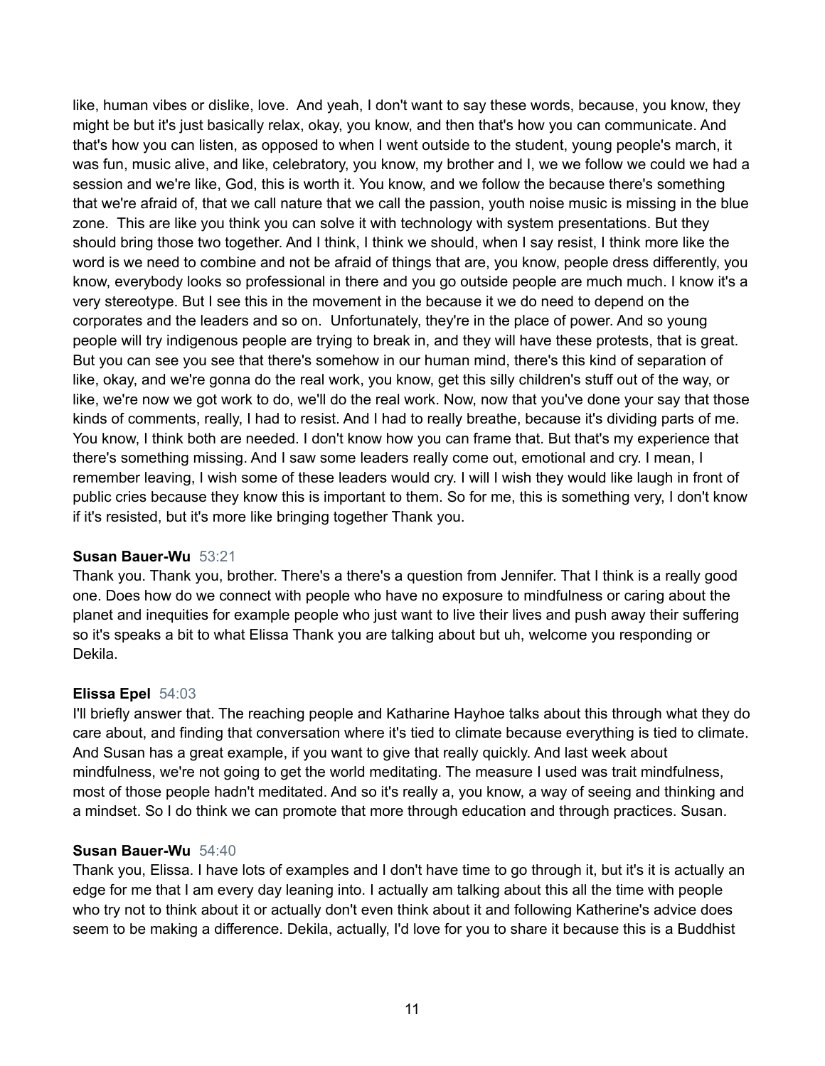like, human vibes or dislike, love.  And yeah, I don't want to say these words, because, you know, they might be but it's just basically relax, okay, you know, and then that's how you can communicate. And that's how you can listen, as opposed to when I went outside to the student, young people's march, it was fun, music alive, and like, celebratory, you know, my brother and I, we we follow we could we had a session and we're like, God, this is worth it. You know, and we follow the because there's something that we're afraid of, that we call nature that we call the passion, youth noise music is missing in the blue zone.  This are like you think you can solve it with technology with system presentations. But they should bring those two together. And I think, I think we should, when I say resist, I think more like the word is we need to combine and not be afraid of things that are, you know, people dress differently, you know, everybody looks so professional in there and you go outside people are much much. I know it's a very stereotype. But I see this in the movement in the because it we do need to depend on the corporates and the leaders and so on.  Unfortunately, they're in the place of power. And so young people will try indigenous people are trying to break in, and they will have these protests, that is great. But you can see you see that there's somehow in our human mind, there's this kind of separation of like, okay, and we're gonna do the real work, you know, get this silly children's stuff out of the way, or like, we're now we got work to do, we'll do the real work. Now, now that you've done your say that those kinds of comments, really, I had to resist. And I had to really breathe, because it's dividing parts of me. You know, I think both are needed. I don't know how you can frame that. But that's my experience that there's something missing. And I saw some leaders really come out, emotional and cry. I mean, I remember leaving, I wish some of these leaders would cry. I will I wish they would like laugh in front of public cries because they know this is important to them. So for me, this is something very, I don't know if it's resisted, but it's more like bringing together Thank you.

**Susan Bauer-Wu** 53:21

Thank you. Thank you, brother. There's a there's a question from Jennifer. That I think is a really good one. Does how do we connect with people who have no exposure to mindfulness or caring about the planet and inequities for example people who just want to live their lives and push away their suffering so it's speaks a bit to what Elissa Thank you are talking about but uh, welcome you responding or Dekila.

**Elissa Epel** 54:03

I'll briefly answer that. The reaching people and Katharine Hayhoe talks about this through what they do care about, and finding that conversation where it's tied to climate because everything is tied to climate. And Susan has a great example, if you want to give that really quickly. And last week about mindfulness, we're not going to get the world meditating. The measure I used was trait mindfulness, most of those people hadn't meditated. And so it's really a, you know, a way of seeing and thinking and a mindset. So I do think we can promote that more through education and through practices. Susan.

**Susan Bauer-Wu** 54:40

Thank you, Elissa. I have lots of examples and I don't have time to go through it, but it's it is actually an edge for me that I am every day leaning into. I actually am talking about this all the time with people who try not to think about it or actually don't even think about it and following Katherine's advice does seem to be making a difference. Dekila, actually, I'd love for you to share it because this is a Buddhist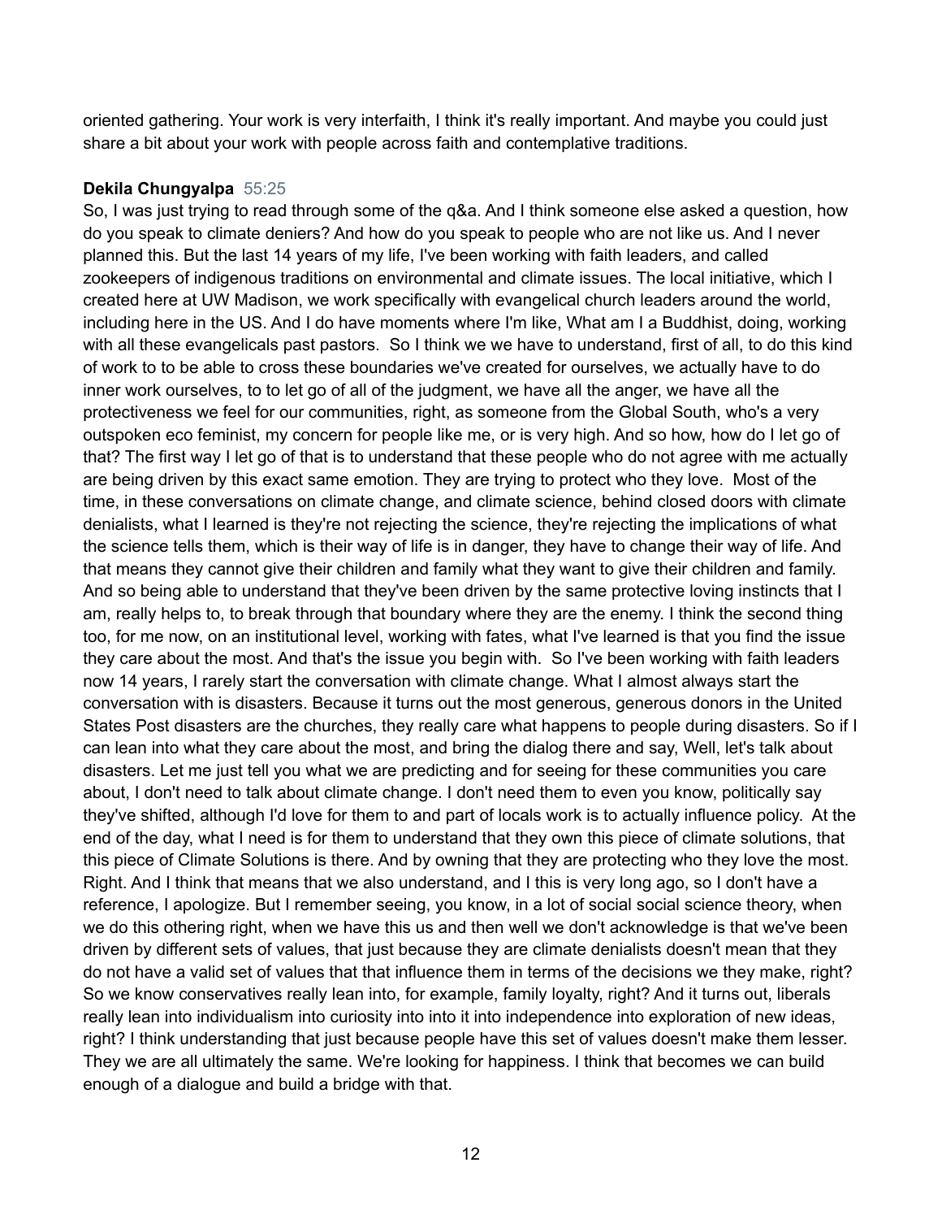oriented gathering. Your work is very interfaith, I think it's really important. And maybe you could just share a bit about your work with people across faith and contemplative traditions.

**Dekila Chungyalpa** 55:25

So, I was just trying to read through some of the q&a. And I think someone else asked a question, how do you speak to climate deniers? And how do you speak to people who are not like us. And I never planned this. But the last 14 years of my life, I've been working with faith leaders, and called zookeepers of indigenous traditions on environmental and climate issues. The local initiative, which I created here at UW Madison, we work specifically with evangelical church leaders around the world, including here in the US. And I do have moments where I'm like, What am I a Buddhist, doing, working with all these evangelicals past pastors. So I think we we have to understand, first of all, to do this kind of work to to be able to cross these boundaries we've created for ourselves, we actually have to do inner work ourselves, to to let go of all of the judgment, we have all the anger, we have all the protectiveness we feel for our communities, right, as someone from the Global South, who's a very outspoken eco feminist, my concern for people like me, or is very high. And so how, how do I let go of that? The first way I let go of that is to understand that these people who do not agree with me actually are being driven by this exact same emotion. They are trying to protect who they love. Most of the time, in these conversations on climate change, and climate science, behind closed doors with climate denialists, what I learned is they're not rejecting the science, they're rejecting the implications of what the science tells them, which is their way of life is in danger, they have to change their way of life. And that means they cannot give their children and family what they want to give their children and family. And so being able to understand that they've been driven by the same protective loving instincts that I am, really helps to, to break through that boundary where they are the enemy. I think the second thing too, for me now, on an institutional level, working with fates, what I've learned is that you find the issue they care about the most. And that's the issue you begin with. So I've been working with faith leaders now 14 years, I rarely start the conversation with climate change. What I almost always start the conversation with is disasters. Because it turns out the most generous, generous donors in the United States Post disasters are the churches, they really care what happens to people during disasters. So if I can lean into what they care about the most, and bring the dialog there and say, Well, let's talk about disasters. Let me just tell you what we are predicting and for seeing for these communities you care about, I don't need to talk about climate change. I don't need them to even you know, politically say they've shifted, although I'd love for them to and part of locals work is to actually influence policy. At the end of the day, what I need is for them to understand that they own this piece of climate solutions, that this piece of Climate Solutions is there. And by owning that they are protecting who they love the most. Right. And I think that means that we also understand, and I this is very long ago, so I don't have a reference, I apologize. But I remember seeing, you know, in a lot of social social science theory, when we do this othering right, when we have this us and then well we don't acknowledge is that we've been driven by different sets of values, that just because they are climate denialists doesn't mean that they do not have a valid set of values that that influence them in terms of the decisions we they make, right? So we know conservatives really lean into, for example, family loyalty, right? And it turns out, liberals really lean into individualism into curiosity into into it into independence into exploration of new ideas, right? I think understanding that just because people have this set of values doesn't make them lesser. They we are all ultimately the same. We're looking for happiness. I think that becomes we can build enough of a dialogue and build a bridge with that.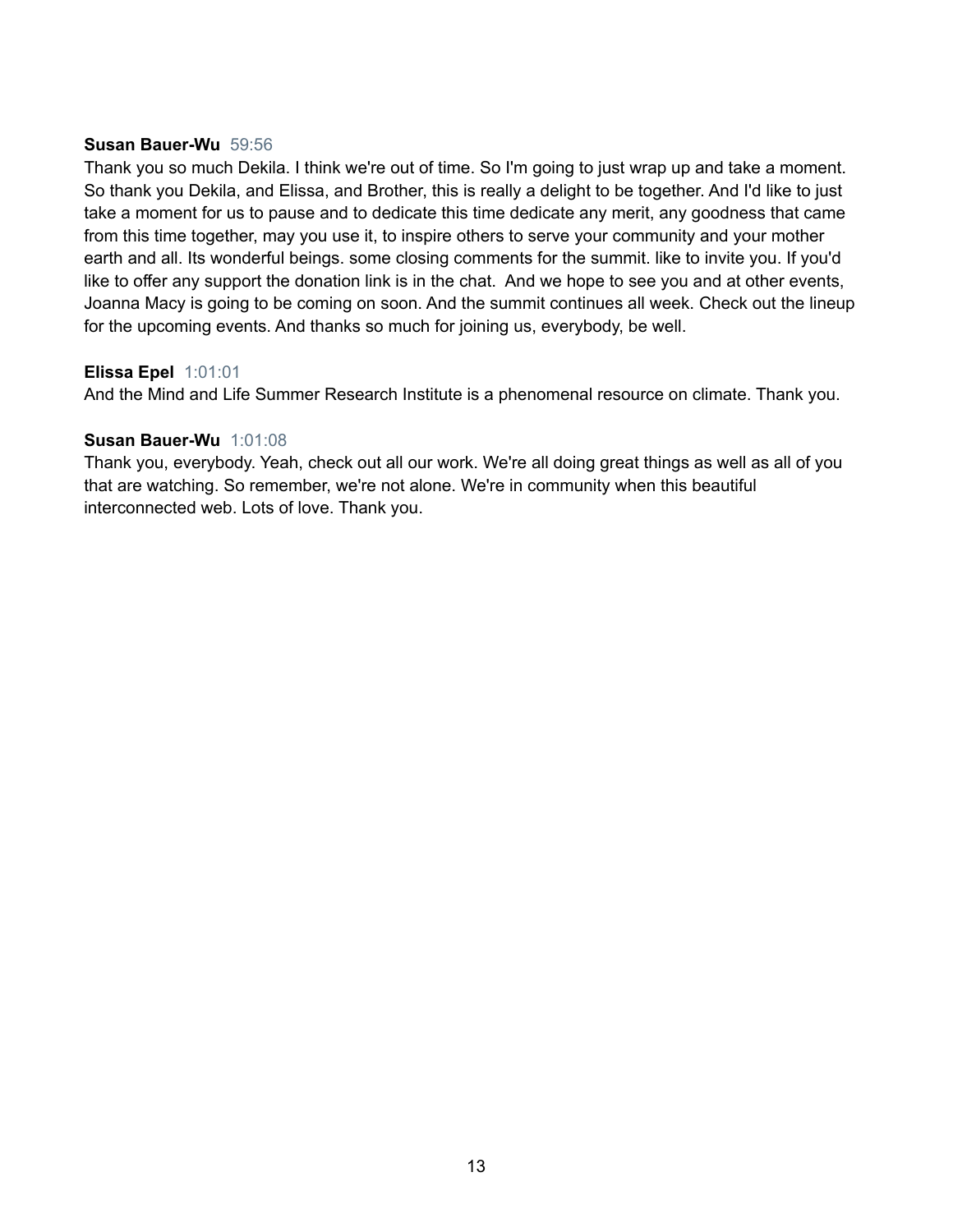**Susan Bauer-Wu** 59:56

Thank you so much Dekila. I think we're out of time. So I'm going to just wrap up and take a moment. So thank you Dekila, and Elissa, and Brother, this is really a delight to be together. And I'd like to just take a moment for us to pause and to dedicate this time dedicate any merit, any goodness that came from this time together, may you use it, to inspire others to serve your community and your mother earth and all. Its wonderful beings. some closing comments for the summit. like to invite you. If you'd like to offer any support the donation link is in the chat. And we hope to see you and at other events, Joanna Macy is going to be coming on soon. And the summit continues all week. Check out the lineup for the upcoming events. And thanks so much for joining us, everybody, be well.

**Elissa Epel** 1:01:01

And the Mind and Life Summer Research Institute is a phenomenal resource on climate. Thank you.

**Susan Bauer-Wu** 1:01:08

Thank you, everybody. Yeah, check out all our work. We're all doing great things as well as all of you that are watching. So remember, we're not alone. We're in community when this beautiful interconnected web. Lots of love. Thank you.